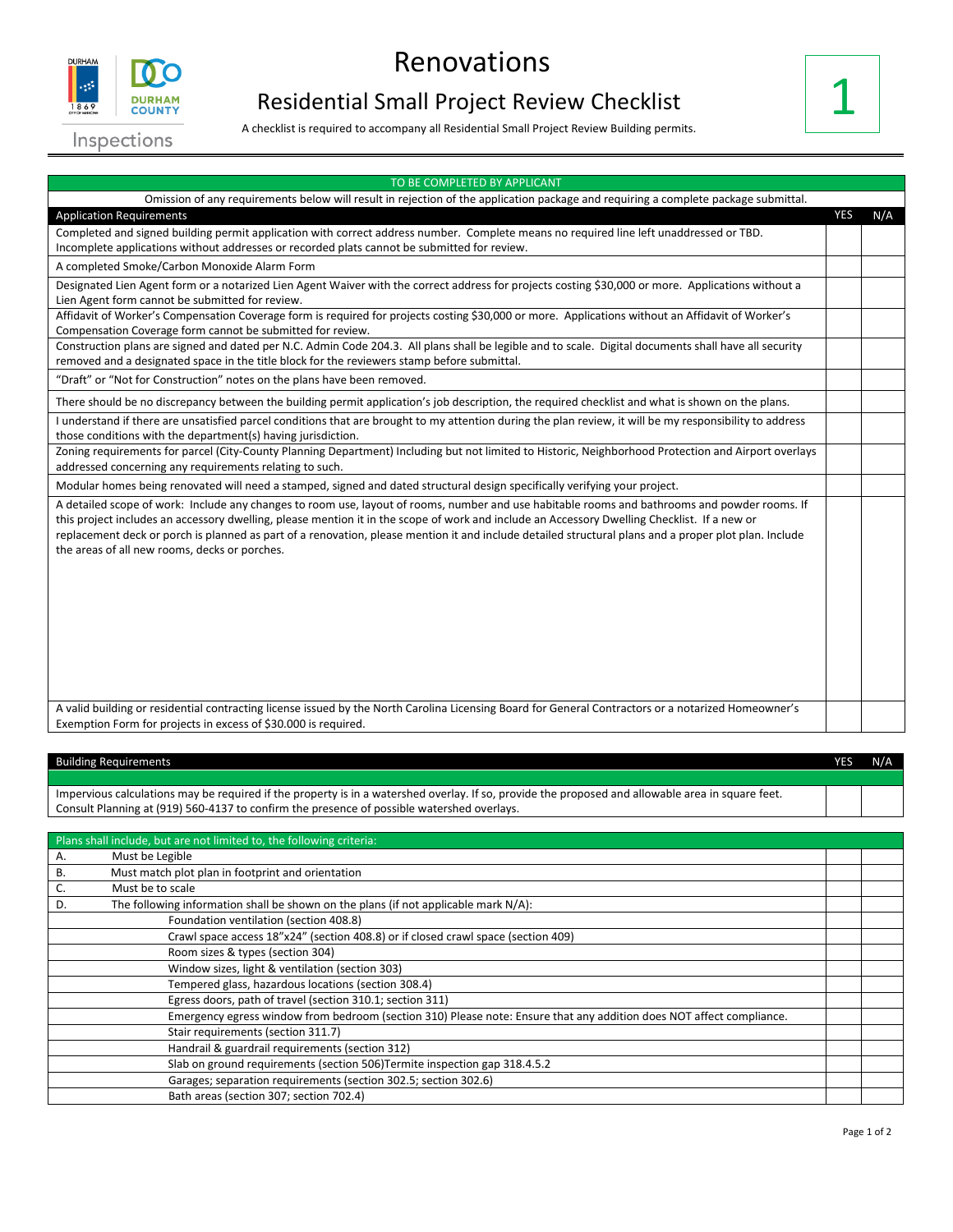# Renovations

## Residential Small Project Review Checklist

A checklist is required to accompany all Residential Small Project Review Building permits.

**1**

Inspections

| TO BE COMPLETED BY APPLICANT | | |
|---|---|---|
| Omission of any requirements below will result in rejection of the application package and requiring a complete package submittal. | | |
| **Application Requirements** | **YES** | **N/A** |
| Completed and signed building permit application with correct address number. Complete means no required line left unaddressed or TBD. Incomplete applications without addresses or recorded plats cannot be submitted for review. | | |
| A completed Smoke/Carbon Monoxide Alarm Form | | |
| Designated Lien Agent form or a notarized Lien Agent Waiver with the correct address for projects costing $30,000 or more. Applications without a Lien Agent form cannot be submitted for review. | | |
| Affidavit of Worker's Compensation Coverage form is required for projects costing $30,000 or more. Applications without an Affidavit of Worker's Compensation Coverage form cannot be submitted for review. | | |
| Construction plans are signed and dated per N.C. Admin Code 204.3. All plans shall be legible and to scale. Digital documents shall have all security removed and a designated space in the title block for the reviewers stamp before submittal. | | |
| "Draft" or "Not for Construction" notes on the plans have been removed. | | |
| There should be no discrepancy between the building permit application's job description, the required checklist and what is shown on the plans. | | |
| I understand if there are unsatisfied parcel conditions that are brought to my attention during the plan review, it will be my responsibility to address those conditions with the department(s) having jurisdiction. | | |
| Zoning requirements for parcel (City-County Planning Department) Including but not limited to Historic, Neighborhood Protection and Airport overlays addressed concerning any requirements relating to such. | | |
| Modular homes being renovated will need a stamped, signed and dated structural design specifically verifying your project. | | |
| A detailed scope of work: Include any changes to room use, layout of rooms, number and use habitable rooms and bathrooms and powder rooms. If this project includes an accessory dwelling, please mention it in the scope of work and include an Accessory Dwelling Checklist. If a new or replacement deck or porch is planned as part of a renovation, please mention it and include detailed structural plans and a proper plot plan. Include the areas of all new rooms, decks or porches. | | |
| A valid building or residential contracting license issued by the North Carolina Licensing Board for General Contractors or a notarized Homeowner's Exemption Form for projects in excess of $30.000 is required. | | |

| **Building Requirements** | **YES** | **N/A** |
|---|---|---|
| Impervious calculations may be required if the property is in a watershed overlay. If so, provide the proposed and allowable area in square feet. Consult Planning at (919) 560-4137 to confirm the presence of possible watershed overlays. | | |

| Plans shall include, but are not limited to, the following criteria: | | |
|---|---|---|
| A. Must be Legible | | |
| B. Must match plot plan in footprint and orientation | | |
| C. Must be to scale | | |
| D. The following information shall be shown on the plans (if not applicable mark N/A): | | |
| Foundation ventilation (section 408.8) | | |
| Crawl space access 18"x24" (section 408.8) or if closed crawl space (section 409) | | |
| Room sizes & types (section 304) | | |
| Window sizes, light & ventilation (section 303) | | |
| Tempered glass, hazardous locations (section 308.4) | | |
| Egress doors, path of travel (section 310.1; section 311) | | |
| Emergency egress window from bedroom (section 310) Please note: Ensure that any addition does NOT affect compliance. | | |
| Stair requirements (section 311.7) | | |
| Handrail & guardrail requirements (section 312) | | |
| Slab on ground requirements (section 506)Termite inspection gap 318.4.5.2 | | |
| Garages; separation requirements (section 302.5; section 302.6) | | |
| Bath areas (section 307; section 702.4) | | |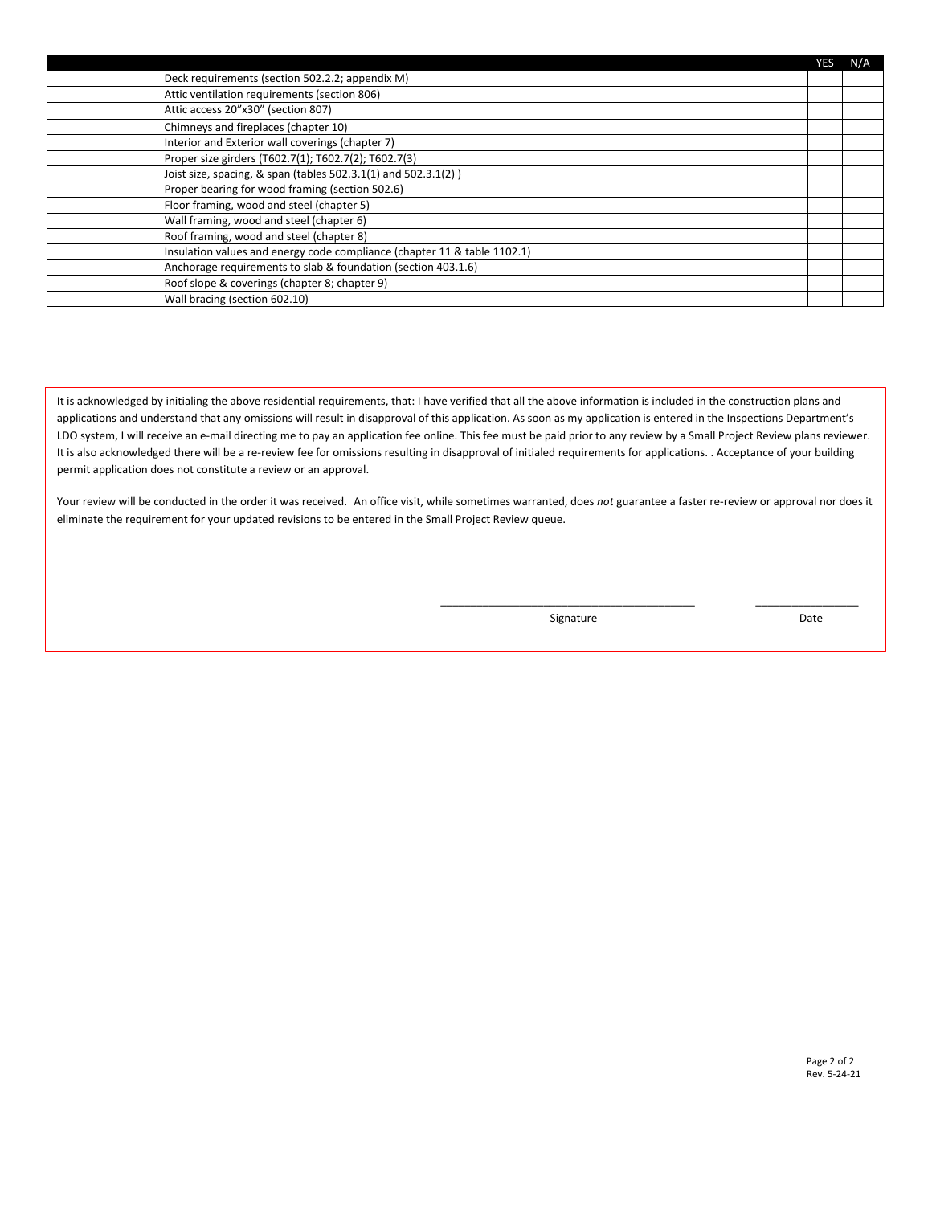| | YES | N/A |
|---|---|---|
| Deck requirements (section 502.2.2; appendix M) | | |
| Attic ventilation requirements (section 806) | | |
| Attic access 20"x30" (section 807) | | |
| Chimneys and fireplaces (chapter 10) | | |
| Interior and Exterior wall coverings (chapter 7) | | |
| Proper size girders (T602.7(1); T602.7(2); T602.7(3) | | |
| Joist size, spacing, & span (tables 502.3.1(1) and 502.3.1(2) ) | | |
| Proper bearing for wood framing (section 502.6) | | |
| Floor framing, wood and steel (chapter 5) | | |
| Wall framing, wood and steel (chapter 6) | | |
| Roof framing, wood and steel (chapter 8) | | |
| Insulation values and energy code compliance (chapter 11 & table 1102.1) | | |
| Anchorage requirements to slab & foundation (section 403.1.6) | | |
| Roof slope & coverings (chapter 8; chapter 9) | | |
| Wall bracing (section 602.10) | | |

It is acknowledged by initialing the above residential requirements, that: I have verified that all the above information is included in the construction plans and applications and understand that any omissions will result in disapproval of this application. As soon as my application is entered in the Inspections Department's LDO system, I will receive an e-mail directing me to pay an application fee online. This fee must be paid prior to any review by a Small Project Review plans reviewer. It is also acknowledged there will be a re-review fee for omissions resulting in disapproval of initialed requirements for applications. . Acceptance of your building permit application does not constitute a review or an approval.

Your review will be conducted in the order it was received. An office visit, while sometimes warranted, does *not* guarantee a faster re-review or approval nor does it eliminate the requirement for your updated revisions to be entered in the Small Project Review queue.

\_\_\_\_\_\_\_\_\_\_\_\_\_\_\_\_\_\_\_\_\_\_\_\_\_\_\_\_\_\_\_\_\_\_\_\_\_\_\_\_ \_\_\_\_\_\_\_\_\_\_\_\_\_\_\_\_

Signature Date

Rev. 5-24-21